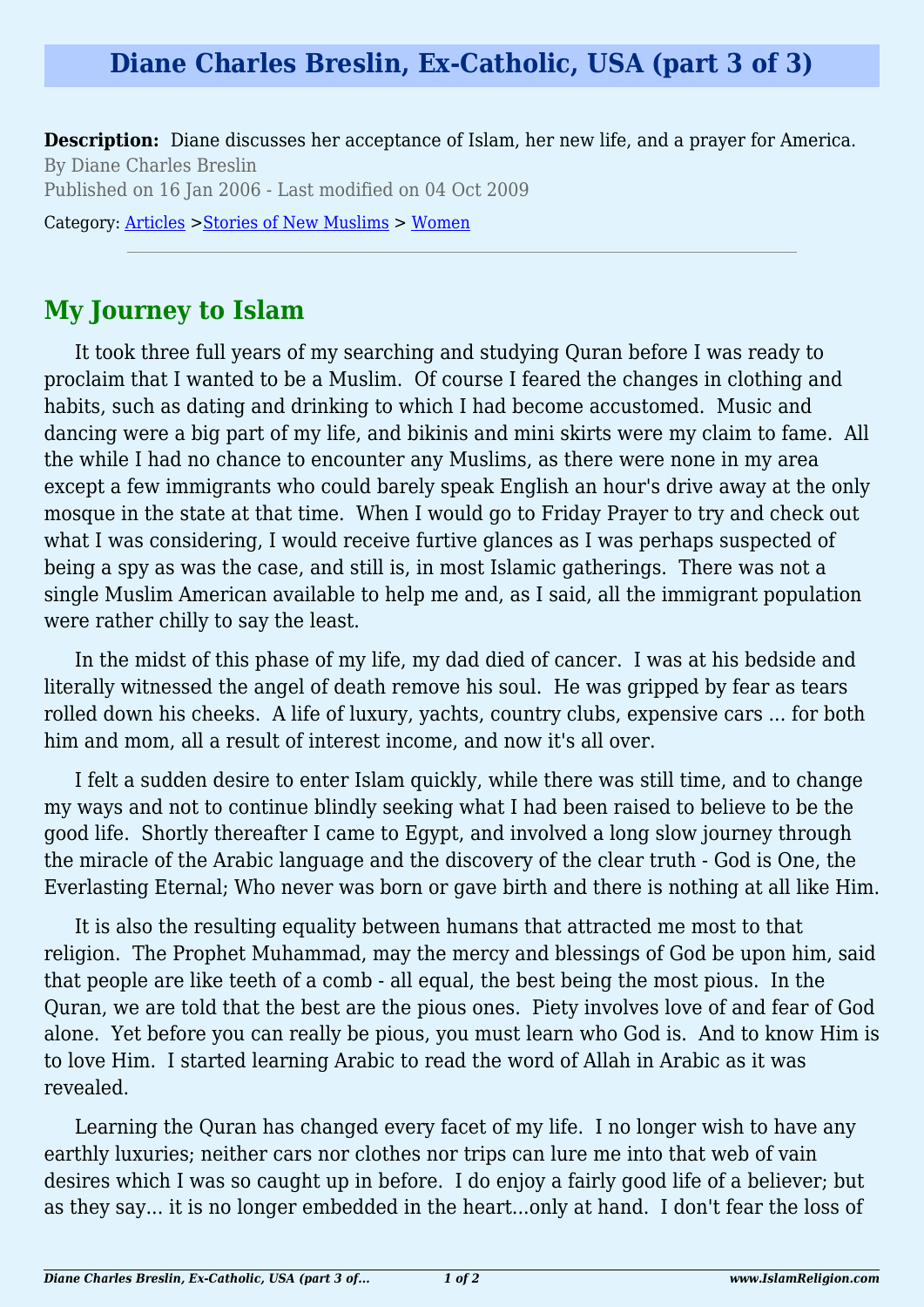# Diane Charles Breslin, Ex-Catholic, USA (part 3 of 3)

**Description:** Diane discusses her acceptance of Islam, her new life, and a prayer for America.

By Diane Charles Breslin

Published on 16 Jan 2006 - Last modified on 04 Oct 2009

Category: Articles >Stories of New Muslims > Women

---

## My Journey to Islam

It took three full years of my searching and studying Quran before I was ready to proclaim that I wanted to be a Muslim. Of course I feared the changes in clothing and habits, such as dating and drinking to which I had become accustomed. Music and dancing were a big part of my life, and bikinis and mini skirts were my claim to fame. All the while I had no chance to encounter any Muslims, as there were none in my area except a few immigrants who could barely speak English an hour's drive away at the only mosque in the state at that time. When I would go to Friday Prayer to try and check out what I was considering, I would receive furtive glances as I was perhaps suspected of being a spy as was the case, and still is, in most Islamic gatherings. There was not a single Muslim American available to help me and, as I said, all the immigrant population were rather chilly to say the least.

In the midst of this phase of my life, my dad died of cancer. I was at his bedside and literally witnessed the angel of death remove his soul. He was gripped by fear as tears rolled down his cheeks. A life of luxury, yachts, country clubs, expensive cars ... for both him and mom, all a result of interest income, and now it's all over.

I felt a sudden desire to enter Islam quickly, while there was still time, and to change my ways and not to continue blindly seeking what I had been raised to believe to be the good life. Shortly thereafter I came to Egypt, and involved a long slow journey through the miracle of the Arabic language and the discovery of the clear truth - God is One, the Everlasting Eternal; Who never was born or gave birth and there is nothing at all like Him.

It is also the resulting equality between humans that attracted me most to that religion. The Prophet Muhammad, may the mercy and blessings of God be upon him, said that people are like teeth of a comb - all equal, the best being the most pious. In the Quran, we are told that the best are the pious ones. Piety involves love of and fear of God alone. Yet before you can really be pious, you must learn who God is. And to know Him is to love Him. I started learning Arabic to read the word of Allah in Arabic as it was revealed.

Learning the Quran has changed every facet of my life. I no longer wish to have any earthly luxuries; neither cars nor clothes nor trips can lure me into that web of vain desires which I was so caught up in before. I do enjoy a fairly good life of a believer; but as they say... it is no longer embedded in the heart...only at hand. I don't fear the loss of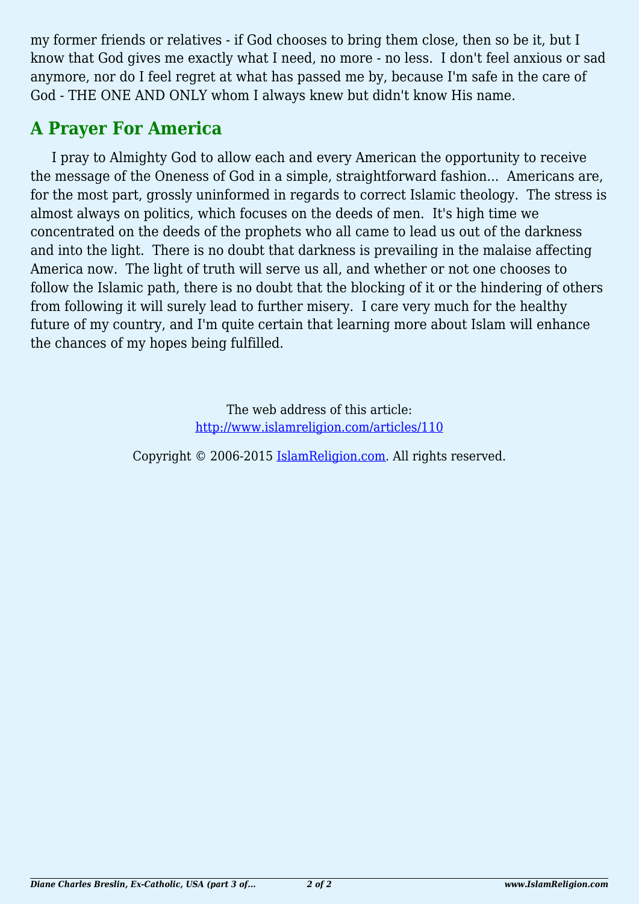my former friends or relatives - if God chooses to bring them close, then so be it, but I know that God gives me exactly what I need, no more - no less.  I don't feel anxious or sad anymore, nor do I feel regret at what has passed me by, because I'm safe in the care of God - THE ONE AND ONLY whom I always knew but didn't know His name.

## A Prayer For America

I pray to Almighty God to allow each and every American the opportunity to receive the message of the Oneness of God in a simple, straightforward fashion...  Americans are, for the most part, grossly uninformed in regards to correct Islamic theology.  The stress is almost always on politics, which focuses on the deeds of men.  It's high time we concentrated on the deeds of the prophets who all came to lead us out of the darkness and into the light.  There is no doubt that darkness is prevailing in the malaise affecting America now.  The light of truth will serve us all, and whether or not one chooses to follow the Islamic path, there is no doubt that the blocking of it or the hindering of others from following it will surely lead to further misery.  I care very much for the healthy future of my country, and I'm quite certain that learning more about Islam will enhance the chances of my hopes being fulfilled.

The web address of this article:
http://www.islamreligion.com/articles/110

Copyright © 2006-2015 IslamReligion.com. All rights reserved.